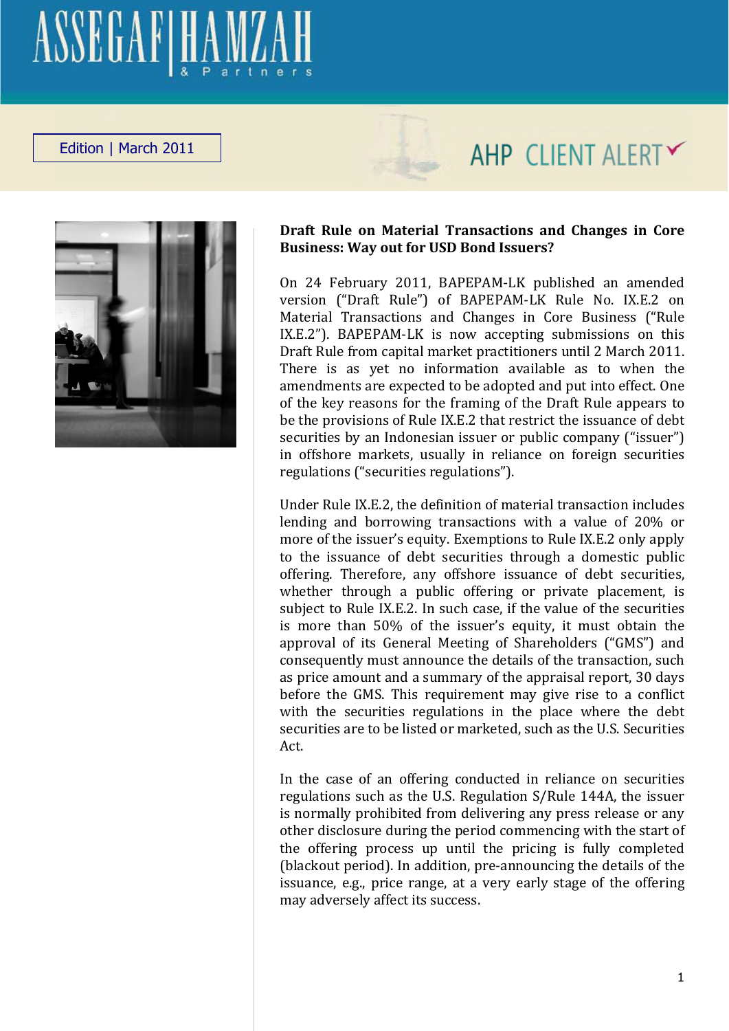ASSEGAF | HAMZAH & Partners

Edition | March 2011

AHP CLIENT ALERT

## Draft Rule on Material Transactions and Changes in Core Business: Way out for USD Bond Issuers?

On 24 February 2011, BAPEPAM-LK published an amended version ("Draft Rule") of BAPEPAM-LK Rule No. IX.E.2 on Material Transactions and Changes in Core Business ("Rule IX.E.2"). BAPEPAM-LK is now accepting submissions on this Draft Rule from capital market practitioners until 2 March 2011. There is as yet no information available as to when the amendments are expected to be adopted and put into effect. One of the key reasons for the framing of the Draft Rule appears to be the provisions of Rule IX.E.2 that restrict the issuance of debt securities by an Indonesian issuer or public company ("issuer") in offshore markets, usually in reliance on foreign securities regulations ("securities regulations").

Under Rule IX.E.2, the definition of material transaction includes lending and borrowing transactions with a value of 20% or more of the issuer's equity. Exemptions to Rule IX.E.2 only apply to the issuance of debt securities through a domestic public offering. Therefore, any offshore issuance of debt securities, whether through a public offering or private placement, is subject to Rule IX.E.2. In such case, if the value of the securities is more than 50% of the issuer's equity, it must obtain the approval of its General Meeting of Shareholders ("GMS") and consequently must announce the details of the transaction, such as price amount and a summary of the appraisal report, 30 days before the GMS. This requirement may give rise to a conflict with the securities regulations in the place where the debt securities are to be listed or marketed, such as the U.S. Securities Act.

In the case of an offering conducted in reliance on securities regulations such as the U.S. Regulation S/Rule 144A, the issuer is normally prohibited from delivering any press release or any other disclosure during the period commencing with the start of the offering process up until the pricing is fully completed (blackout period). In addition, pre-announcing the details of the issuance, e.g., price range, at a very early stage of the offering may adversely affect its success.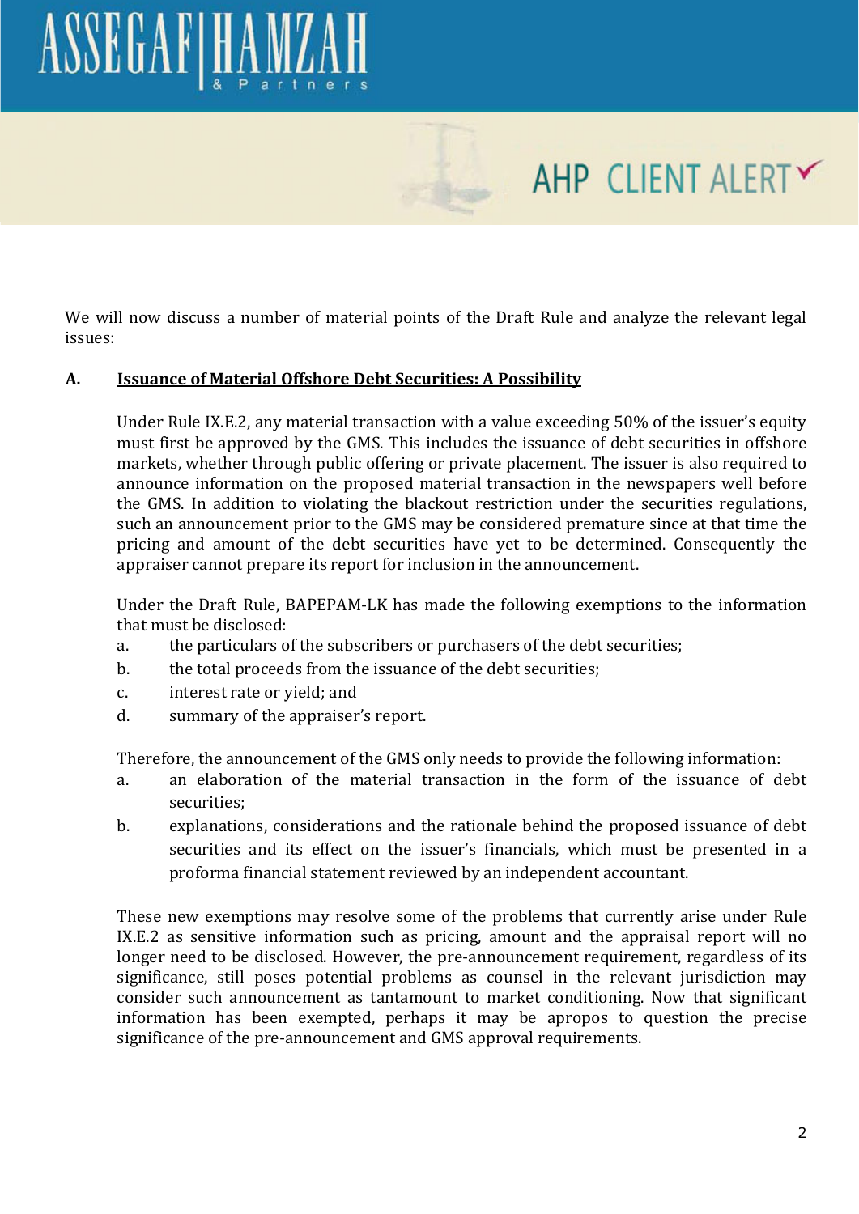We will now discuss a number of material points of the Draft Rule and analyze the relevant legal issues:

## A. <u>Issuance of Material Offshore Debt Securities: A Possibility</u>

Under Rule IX.E.2, any material transaction with a value exceeding 50% of the issuer's equity must first be approved by the GMS. This includes the issuance of debt securities in offshore markets, whether through public offering or private placement. The issuer is also required to announce information on the proposed material transaction in the newspapers well before the GMS. In addition to violating the blackout restriction under the securities regulations, such an announcement prior to the GMS may be considered premature since at that time the pricing and amount of the debt securities have yet to be determined. Consequently the appraiser cannot prepare its report for inclusion in the announcement.

Under the Draft Rule, BAPEPAM-LK has made the following exemptions to the information that must be disclosed:

a. the particulars of the subscribers or purchasers of the debt securities;
b. the total proceeds from the issuance of the debt securities;
c. interest rate or yield; and
d. summary of the appraiser's report.

Therefore, the announcement of the GMS only needs to provide the following information:

a. an elaboration of the material transaction in the form of the issuance of debt securities;
b. explanations, considerations and the rationale behind the proposed issuance of debt securities and its effect on the issuer's financials, which must be presented in a proforma financial statement reviewed by an independent accountant.

These new exemptions may resolve some of the problems that currently arise under Rule IX.E.2 as sensitive information such as pricing, amount and the appraisal report will no longer need to be disclosed. However, the pre-announcement requirement, regardless of its significance, still poses potential problems as counsel in the relevant jurisdiction may consider such announcement as tantamount to market conditioning. Now that significant information has been exempted, perhaps it may be apropos to question the precise significance of the pre-announcement and GMS approval requirements.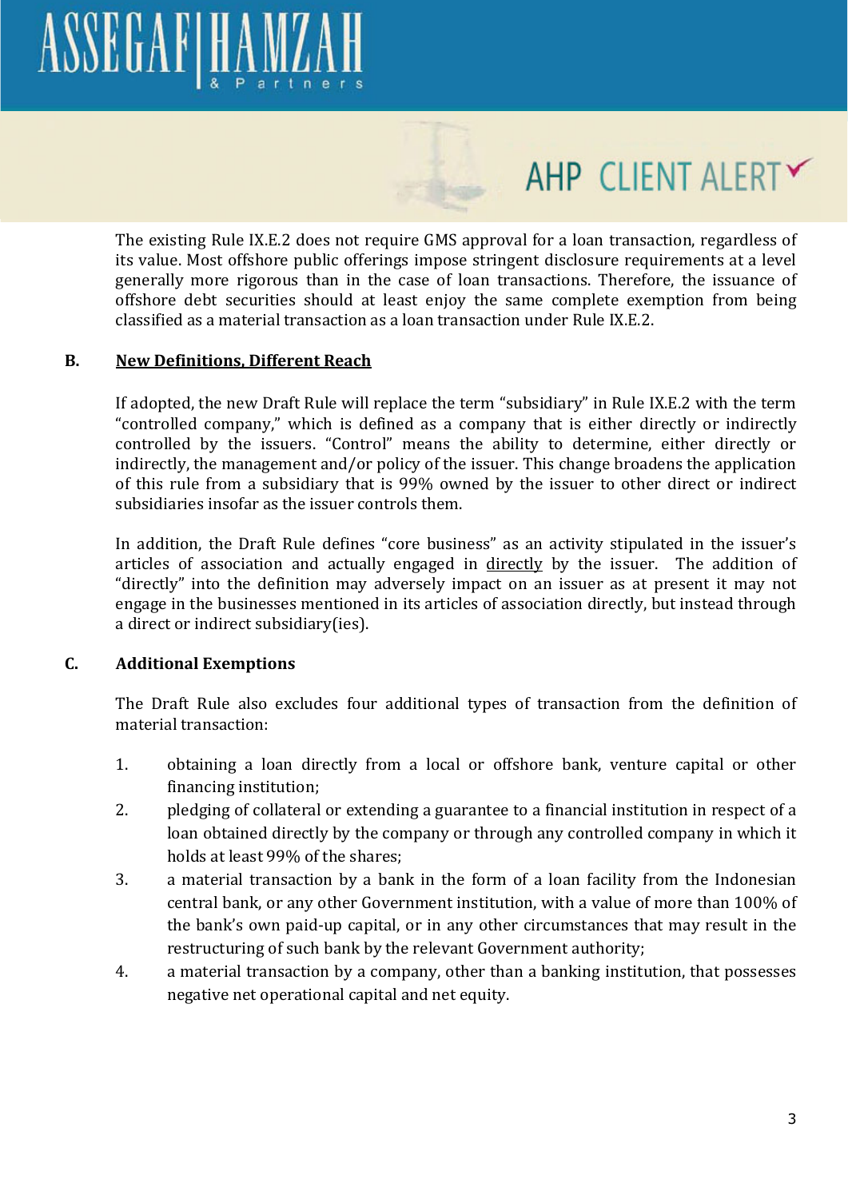The existing Rule IX.E.2 does not require GMS approval for a loan transaction, regardless of its value. Most offshore public offerings impose stringent disclosure requirements at a level generally more rigorous than in the case of loan transactions. Therefore, the issuance of offshore debt securities should at least enjoy the same complete exemption from being classified as a material transaction as a loan transaction under Rule IX.E.2.

## B. <u>New Definitions, Different Reach</u>

If adopted, the new Draft Rule will replace the term "subsidiary" in Rule IX.E.2 with the term "controlled company," which is defined as a company that is either directly or indirectly controlled by the issuers. "Control" means the ability to determine, either directly or indirectly, the management and/or policy of the issuer. This change broadens the application of this rule from a subsidiary that is 99% owned by the issuer to other direct or indirect subsidiaries insofar as the issuer controls them.

In addition, the Draft Rule defines "core business" as an activity stipulated in the issuer's articles of association and actually engaged in <u>directly</u> by the issuer. The addition of "directly" into the definition may adversely impact on an issuer as at present it may not engage in the businesses mentioned in its articles of association directly, but instead through a direct or indirect subsidiary(ies).

## C. Additional Exemptions

The Draft Rule also excludes four additional types of transaction from the definition of material transaction:

1. obtaining a loan directly from a local or offshore bank, venture capital or other financing institution;
2. pledging of collateral or extending a guarantee to a financial institution in respect of a loan obtained directly by the company or through any controlled company in which it holds at least 99% of the shares;
3. a material transaction by a bank in the form of a loan facility from the Indonesian central bank, or any other Government institution, with a value of more than 100% of the bank's own paid-up capital, or in any other circumstances that may result in the restructuring of such bank by the relevant Government authority;
4. a material transaction by a company, other than a banking institution, that possesses negative net operational capital and net equity.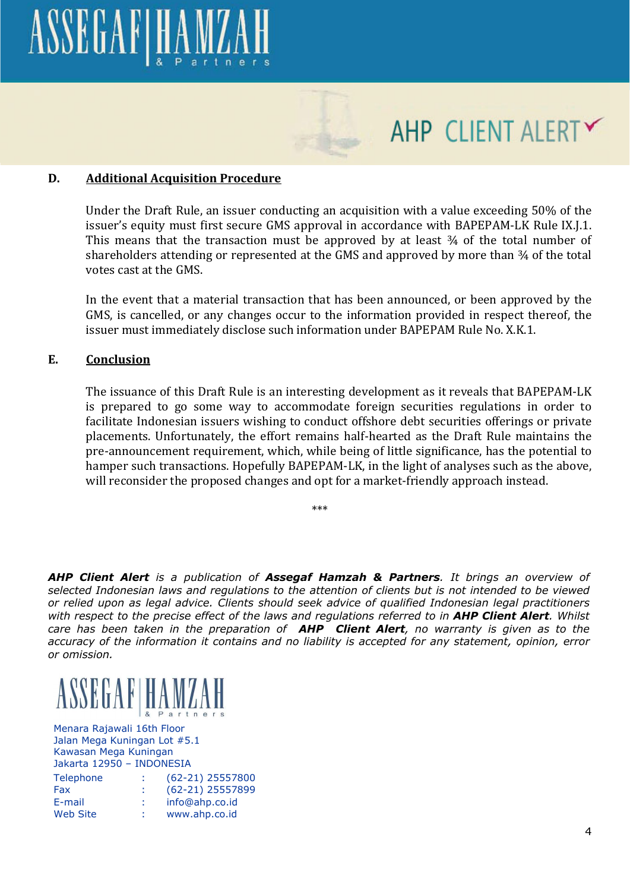## D. Additional Acquisition Procedure

Under the Draft Rule, an issuer conducting an acquisition with a value exceeding 50% of the issuer's equity must first secure GMS approval in accordance with BAPEPAM-LK Rule IX.J.1. This means that the transaction must be approved by at least ¾ of the total number of shareholders attending or represented at the GMS and approved by more than ¾ of the total votes cast at the GMS.

In the event that a material transaction that has been announced, or been approved by the GMS, is cancelled, or any changes occur to the information provided in respect thereof, the issuer must immediately disclose such information under BAPEPAM Rule No. X.K.1.

## E. Conclusion

The issuance of this Draft Rule is an interesting development as it reveals that BAPEPAM-LK is prepared to go some way to accommodate foreign securities regulations in order to facilitate Indonesian issuers wishing to conduct offshore debt securities offerings or private placements. Unfortunately, the effort remains half-hearted as the Draft Rule maintains the pre-announcement requirement, which, while being of little significance, has the potential to hamper such transactions. Hopefully BAPEPAM-LK, in the light of analyses such as the above, will reconsider the proposed changes and opt for a market-friendly approach instead.

***

*__AHP Client Alert__ is a publication of __Assegaf Hamzah & Partners__. It brings an overview of selected Indonesian laws and regulations to the attention of clients but is not intended to be viewed or relied upon as legal advice. Clients should seek advice of qualified Indonesian legal practitioners with respect to the precise effect of the laws and regulations referred to in __AHP Client Alert__. Whilst care has been taken in the preparation of __AHP Client Alert__, no warranty is given as to the accuracy of the information it contains and no liability is accepted for any statement, opinion, error or omission.*

ASSEGAF HAMZAH & Partners

Menara Rajawali 16th Floor
Jalan Mega Kuningan Lot #5.1
Kawasan Mega Kuningan
Jakarta 12950 – INDONESIA

| | | |
|---|---|---|
| Telephone | : | (62-21) 25557800 |
| Fax | : | (62-21) 25557899 |
| E-mail | : | info@ahp.co.id |
| Web Site | : | www.ahp.co.id |